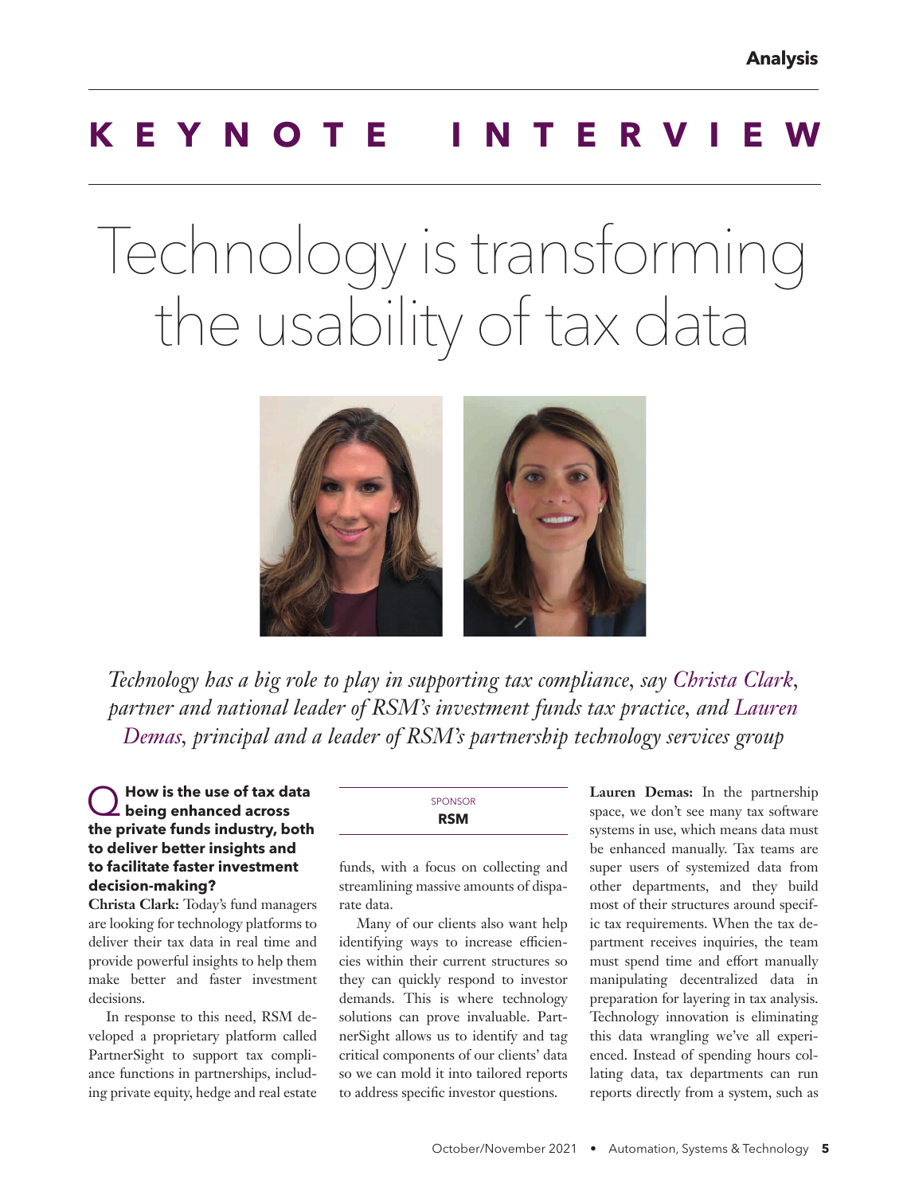# KEYNOTE INTERVIEW

# Technology is transforming the usability of tax data

*Technology has a big role to play in supporting tax compliance, say Christa Clark, partner and national leader of RSM's investment funds tax practice, and Lauren Demas, principal and a leader of RSM's partnership technology services group*

SPONSOR
**RSM**

**Q How is the use of tax data being enhanced across the private funds industry, both to deliver better insights and to facilitate faster investment decision-making?**

**Christa Clark:** Today's fund managers are looking for technology platforms to deliver their tax data in real time and provide powerful insights to help them make better and faster investment decisions.

In response to this need, RSM developed a proprietary platform called PartnerSight to support tax compliance functions in partnerships, including private equity, hedge and real estate funds, with a focus on collecting and streamlining massive amounts of disparate data.

Many of our clients also want help identifying ways to increase efficiencies within their current structures so they can quickly respond to investor demands. This is where technology solutions can prove invaluable. PartnerSight allows us to identify and tag critical components of our clients' data so we can mold it into tailored reports to address specific investor questions.

**Lauren Demas:** In the partnership space, we don't see many tax software systems in use, which means data must be enhanced manually. Tax teams are super users of systemized data from other departments, and they build most of their structures around specific tax requirements. When the tax department receives inquiries, the team must spend time and effort manually manipulating decentralized data in preparation for layering in tax analysis. Technology innovation is eliminating this data wrangling we've all experienced. Instead of spending hours collating data, tax departments can run reports directly from a system, such as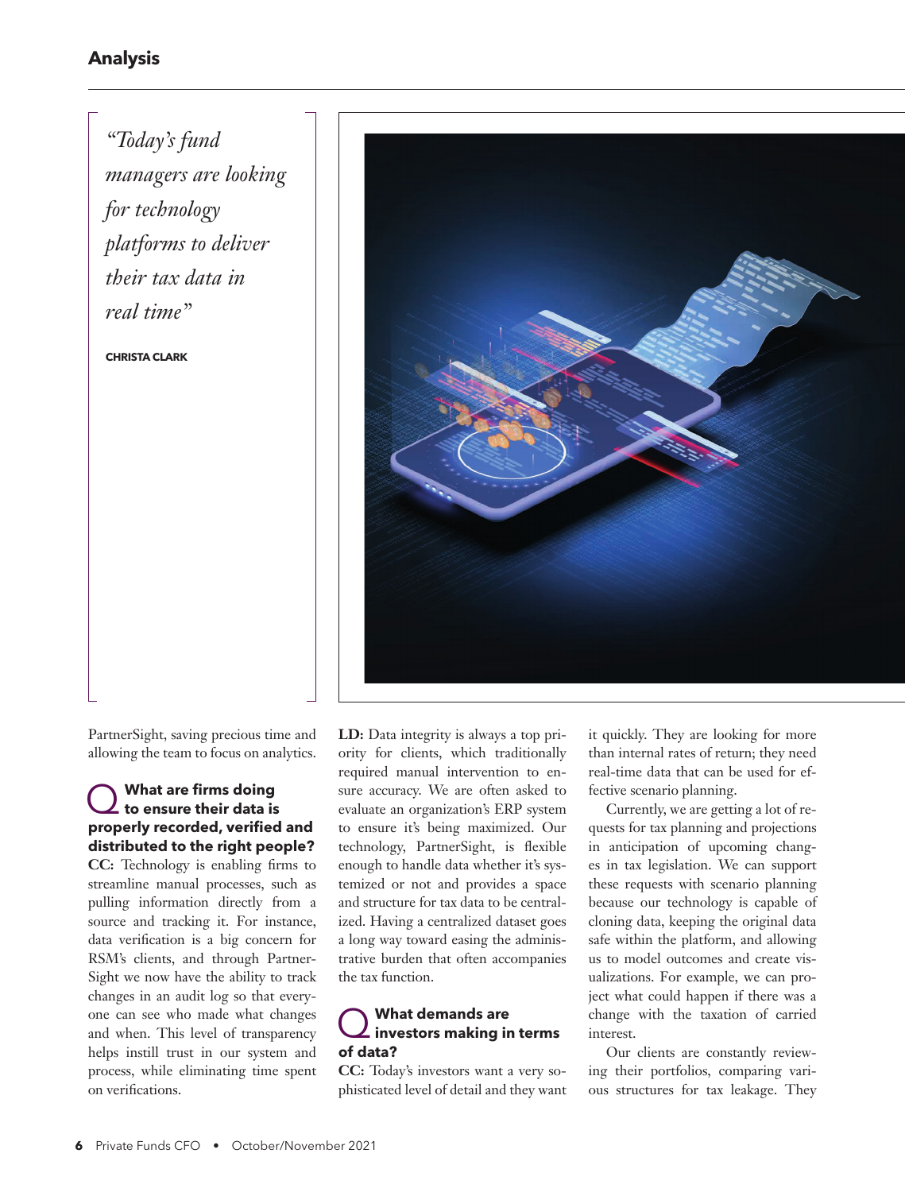> *"Today's fund managers are looking for technology platforms to deliver their tax data in real time"*
>
> **CHRISTA CLARK**

PartnerSight, saving precious time and allowing the team to focus on analytics.

### Q What are firms doing to ensure their data is properly recorded, verified and distributed to the right people?

**CC:** Technology is enabling firms to streamline manual processes, such as pulling information directly from a source and tracking it. For instance, data verification is a big concern for RSM's clients, and through PartnerSight we now have the ability to track changes in an audit log so that everyone can see who made what changes and when. This level of transparency helps instill trust in our system and process, while eliminating time spent on verifications.

**LD:** Data integrity is always a top priority for clients, which traditionally required manual intervention to ensure accuracy. We are often asked to evaluate an organization's ERP system to ensure it's being maximized. Our technology, PartnerSight, is flexible enough to handle data whether it's systemized or not and provides a space and structure for tax data to be centralized. Having a centralized dataset goes a long way toward easing the administrative burden that often accompanies the tax function.

### Q What demands are investors making in terms of data?

**CC:** Today's investors want a very sophisticated level of detail and they want it quickly. They are looking for more than internal rates of return; they need real-time data that can be used for effective scenario planning.

Currently, we are getting a lot of requests for tax planning and projections in anticipation of upcoming changes in tax legislation. We can support these requests with scenario planning because our technology is capable of cloning data, keeping the original data safe within the platform, and allowing us to model outcomes and create visualizations. For example, we can project what could happen if there was a change with the taxation of carried interest.

Our clients are constantly reviewing their portfolios, comparing various structures for tax leakage. They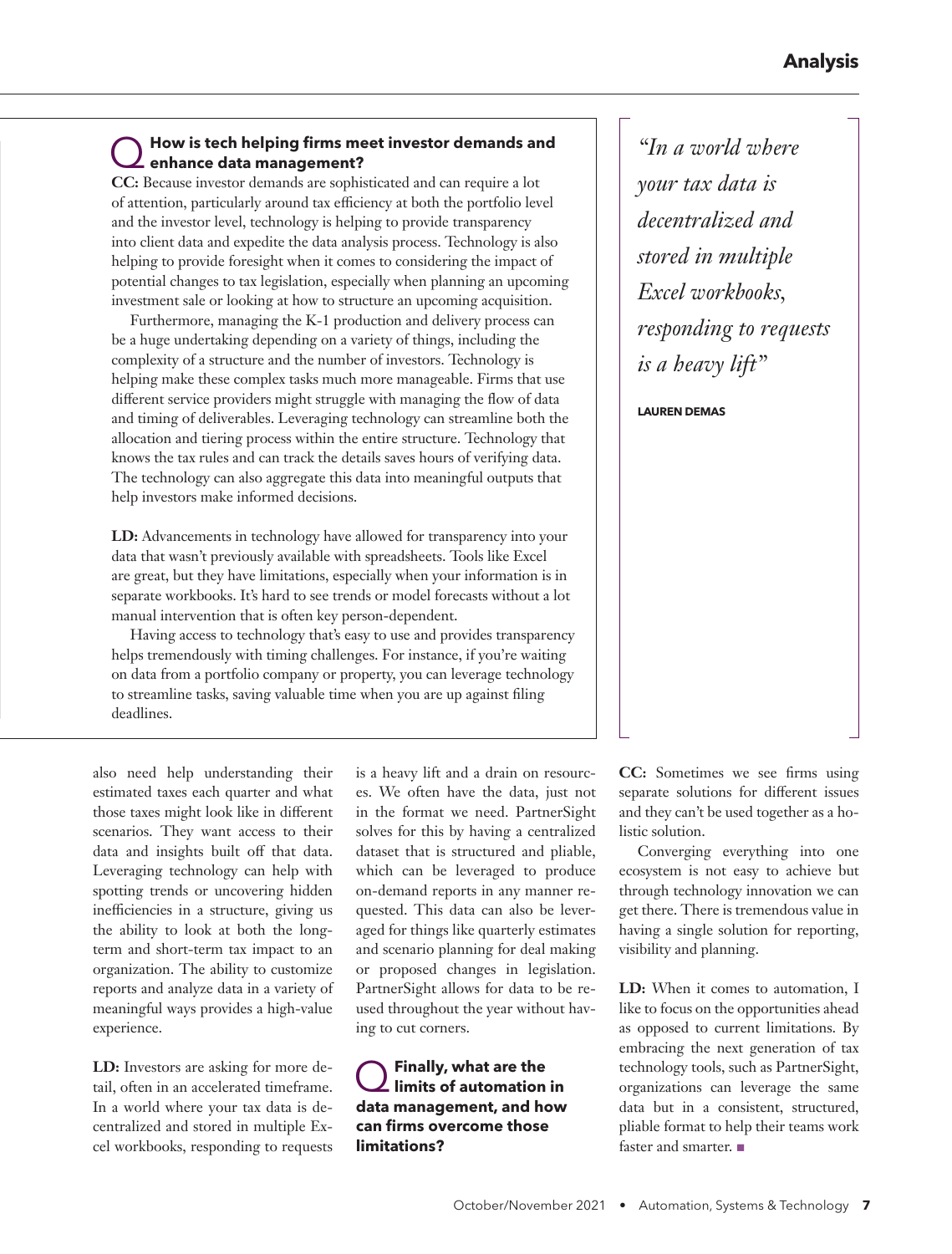## How is tech helping firms meet investor demands and enhance data management?

**CC:** Because investor demands are sophisticated and can require a lot of attention, particularly around tax efficiency at both the portfolio level and the investor level, technology is helping to provide transparency into client data and expedite the data analysis process. Technology is also helping to provide foresight when it comes to considering the impact of potential changes to tax legislation, especially when planning an upcoming investment sale or looking at how to structure an upcoming acquisition.

Furthermore, managing the K-1 production and delivery process can be a huge undertaking depending on a variety of things, including the complexity of a structure and the number of investors. Technology is helping make these complex tasks much more manageable. Firms that use different service providers might struggle with managing the flow of data and timing of deliverables. Leveraging technology can streamline both the allocation and tiering process within the entire structure. Technology that knows the tax rules and can track the details saves hours of verifying data. The technology can also aggregate this data into meaningful outputs that help investors make informed decisions.

**LD:** Advancements in technology have allowed for transparency into your data that wasn't previously available with spreadsheets. Tools like Excel are great, but they have limitations, especially when your information is in separate workbooks. It's hard to see trends or model forecasts without a lot manual intervention that is often key person-dependent.

Having access to technology that's easy to use and provides transparency helps tremendously with timing challenges. For instance, if you're waiting on data from a portfolio company or property, you can leverage technology to streamline tasks, saving valuable time when you are up against filing deadlines.

*"In a world where your tax data is decentralized and stored in multiple Excel workbooks, responding to requests is a heavy lift"*

**LAUREN DEMAS**

also need help understanding their estimated taxes each quarter and what those taxes might look like in different scenarios. They want access to their data and insights built off that data. Leveraging technology can help with spotting trends or uncovering hidden inefficiencies in a structure, giving us the ability to look at both the long-term and short-term tax impact to an organization. The ability to customize reports and analyze data in a variety of meaningful ways provides a high-value experience.

**LD:** Investors are asking for more detail, often in an accelerated timeframe. In a world where your tax data is decentralized and stored in multiple Excel workbooks, responding to requests is a heavy lift and a drain on resources. We often have the data, just not in the format we need. PartnerSight solves for this by having a centralized dataset that is structured and pliable, which can be leveraged to produce on-demand reports in any manner requested. This data can also be leveraged for things like quarterly estimates and scenario planning for deal making or proposed changes in legislation. PartnerSight allows for data to be reused throughout the year without having to cut corners.

## Finally, what are the limits of automation in data management, and how can firms overcome those limitations?

**CC:** Sometimes we see firms using separate solutions for different issues and they can't be used together as a holistic solution.

Converging everything into one ecosystem is not easy to achieve but through technology innovation we can get there. There is tremendous value in having a single solution for reporting, visibility and planning.

**LD:** When it comes to automation, I like to focus on the opportunities ahead as opposed to current limitations. By embracing the next generation of tax technology tools, such as PartnerSight, organizations can leverage the same data but in a consistent, structured, pliable format to help their teams work faster and smarter. ■